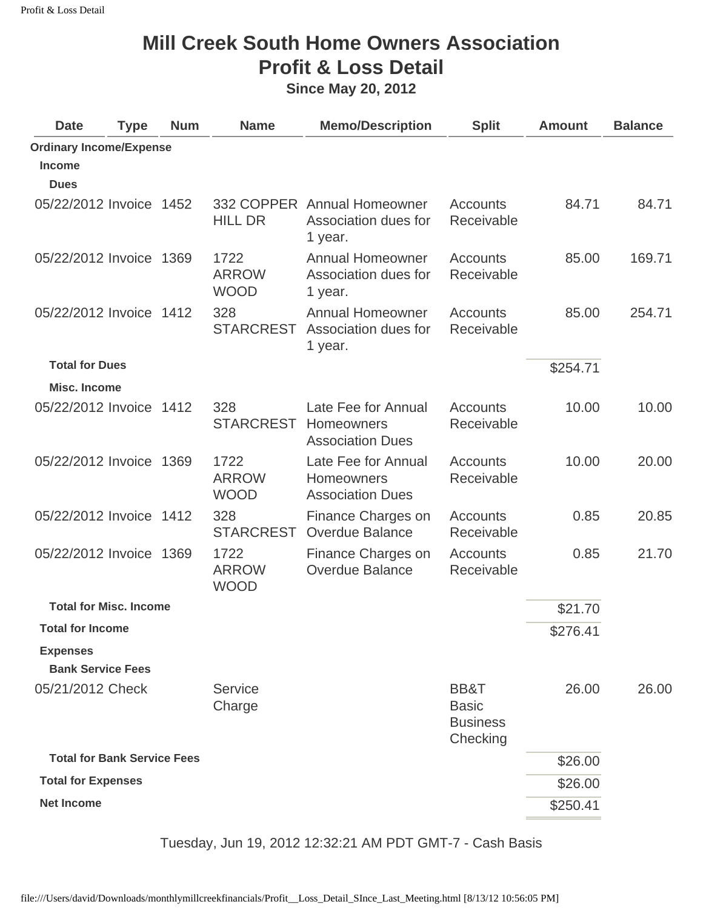# Mill Creek South Home Owners Association
# Profit & Loss Detail
### Since May 20, 2012

| Date | Type | Num | Name | Memo/Description | Split | Amount | Balance |
|---|---|---|---|---|---|---|---|
| **Ordinary Income/Expense** | | | | | | | |
| **Income** | | | | | | | |
| **Dues** | | | | | | | |
| 05/22/2012 | Invoice | 1452 | 332 COPPER HILL DR | Annual Homeowner Association dues for 1 year. | Accounts Receivable | 84.71 | 84.71 |
| 05/22/2012 | Invoice | 1369 | 1722 ARROW WOOD | Annual Homeowner Association dues for 1 year. | Accounts Receivable | 85.00 | 169.71 |
| 05/22/2012 | Invoice | 1412 | 328 STARCREST | Annual Homeowner Association dues for 1 year. | Accounts Receivable | 85.00 | 254.71 |
| **Total for Dues** | | | | | | $254.71 | |
| **Misc. Income** | | | | | | | |
| 05/22/2012 | Invoice | 1412 | 328 STARCREST | Late Fee for Annual Homeowners Association Dues | Accounts Receivable | 10.00 | 10.00 |
| 05/22/2012 | Invoice | 1369 | 1722 ARROW WOOD | Late Fee for Annual Homeowners Association Dues | Accounts Receivable | 10.00 | 20.00 |
| 05/22/2012 | Invoice | 1412 | 328 STARCREST | Finance Charges on Overdue Balance | Accounts Receivable | 0.85 | 20.85 |
| 05/22/2012 | Invoice | 1369 | 1722 ARROW WOOD | Finance Charges on Overdue Balance | Accounts Receivable | 0.85 | 21.70 |
| **Total for Misc. Income** | | | | | | $21.70 | |
| **Total for Income** | | | | | | $276.41 | |
| **Expenses** | | | | | | | |
| **Bank Service Fees** | | | | | | | |
| 05/21/2012 | Check | | Service Charge | | BB&T Basic Business Checking | 26.00 | 26.00 |
| **Total for Bank Service Fees** | | | | | | $26.00 | |
| **Total for Expenses** | | | | | | $26.00 | |
| **Net Income** | | | | | | $250.41 | |

Tuesday, Jun 19, 2012 12:32:21 AM PDT GMT-7 - Cash Basis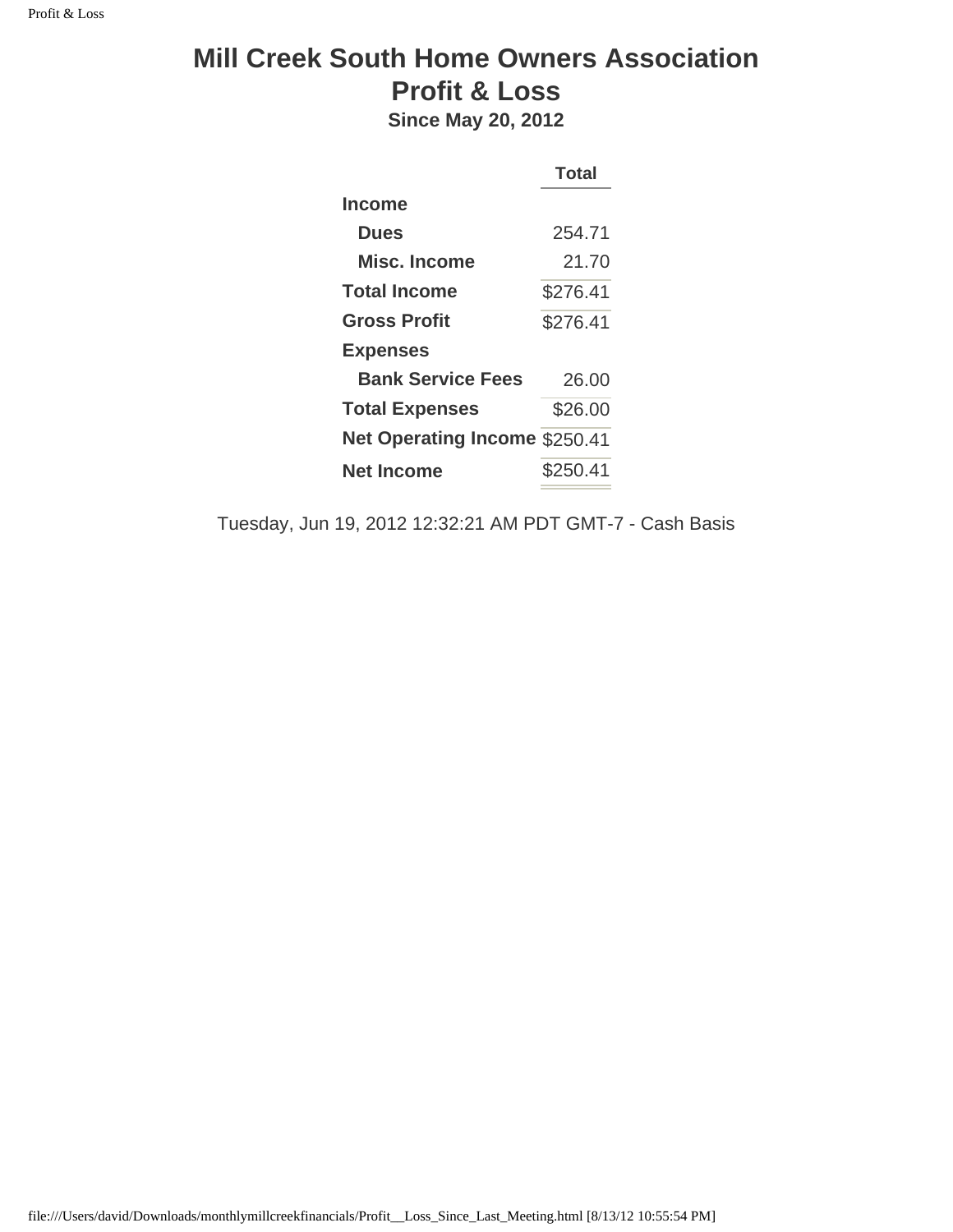# Mill Creek South Home Owners Association
## Profit & Loss
### Since May 20, 2012

| | Total |
|---|---|
| **Income** | |
| **Dues** | 254.71 |
| **Misc. Income** | 21.70 |
| **Total Income** | $276.41 |
| **Gross Profit** | $276.41 |
| **Expenses** | |
| **Bank Service Fees** | 26.00 |
| **Total Expenses** | $26.00 |
| **Net Operating Income** | $250.41 |
| **Net Income** | $250.41 |

Tuesday, Jun 19, 2012 12:32:21 AM PDT GMT-7 - Cash Basis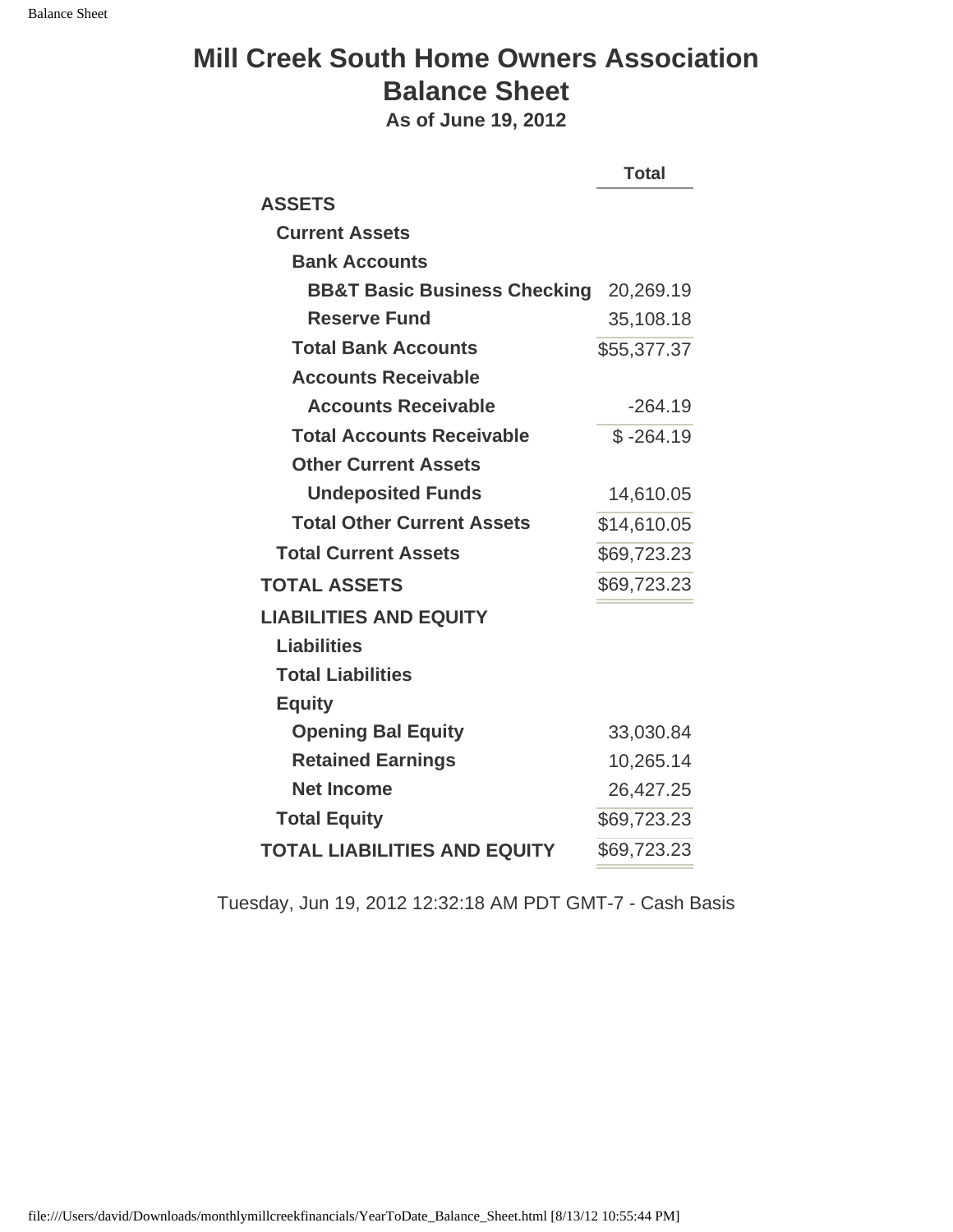# Mill Creek South Home Owners Association
# Balance Sheet
**As of June 19, 2012**

| | Total |
|---|---|
| **ASSETS** | |
| **Current Assets** | |
| **Bank Accounts** | |
| **BB&T Basic Business Checking** | 20,269.19 |
| **Reserve Fund** | 35,108.18 |
| **Total Bank Accounts** | $55,377.37 |
| **Accounts Receivable** | |
| **Accounts Receivable** | -264.19 |
| **Total Accounts Receivable** | $ -264.19 |
| **Other Current Assets** | |
| **Undeposited Funds** | 14,610.05 |
| **Total Other Current Assets** | $14,610.05 |
| **Total Current Assets** | $69,723.23 |
| **TOTAL ASSETS** | $69,723.23 |
| **LIABILITIES AND EQUITY** | |
| **Liabilities** | |
| **Total Liabilities** | |
| **Equity** | |
| **Opening Bal Equity** | 33,030.84 |
| **Retained Earnings** | 10,265.14 |
| **Net Income** | 26,427.25 |
| **Total Equity** | $69,723.23 |
| **TOTAL LIABILITIES AND EQUITY** | $69,723.23 |

Tuesday, Jun 19, 2012 12:32:18 AM PDT GMT-7 - Cash Basis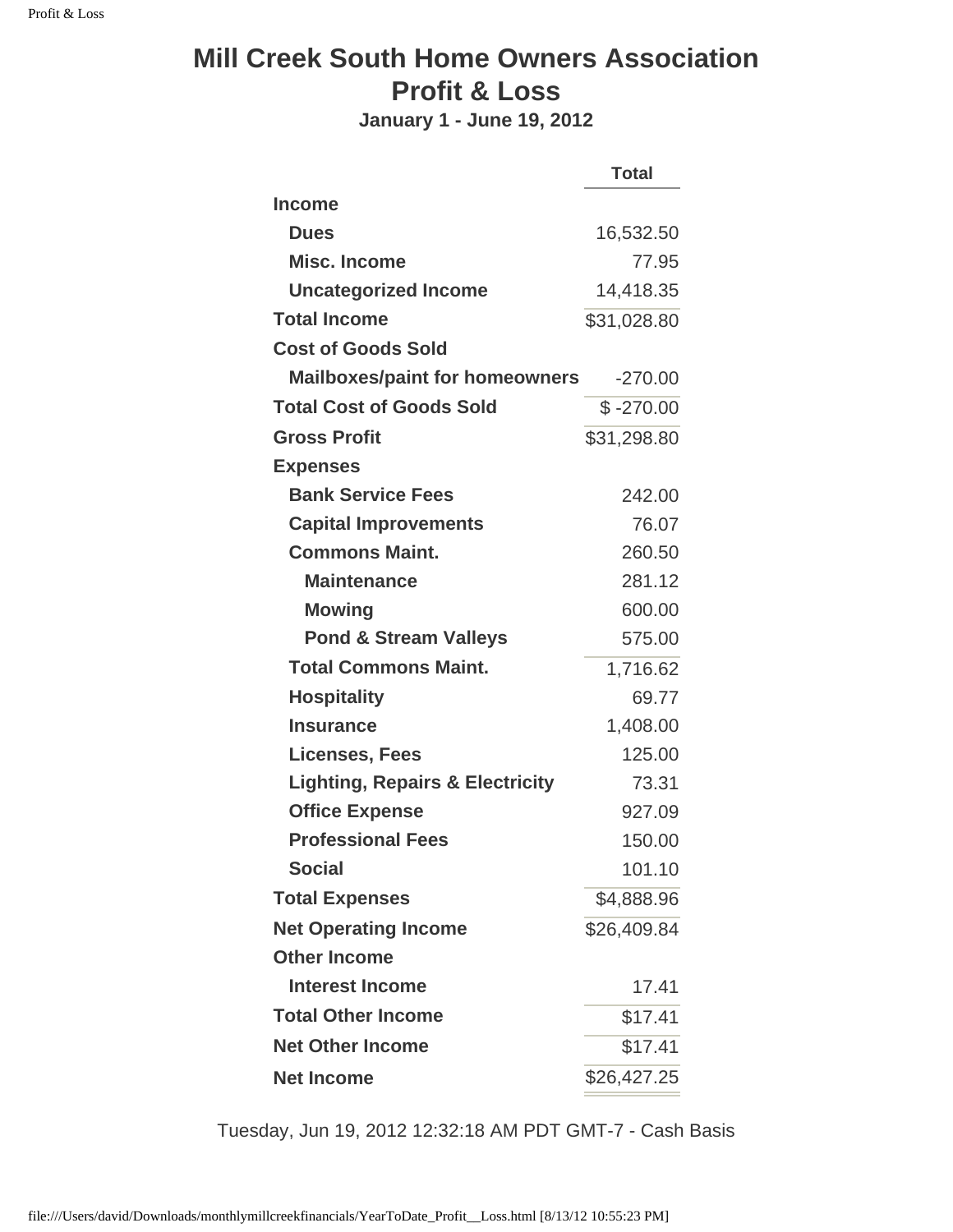# Mill Creek South Home Owners Association
## Profit & Loss
### January 1 - June 19, 2012

| | Total |
|---|---|
| **Income** | |
| **Dues** | 16,532.50 |
| **Misc. Income** | 77.95 |
| **Uncategorized Income** | 14,418.35 |
| **Total Income** | $31,028.80 |
| **Cost of Goods Sold** | |
| **Mailboxes/paint for homeowners** | -270.00 |
| **Total Cost of Goods Sold** | $ -270.00 |
| **Gross Profit** | $31,298.80 |
| **Expenses** | |
| **Bank Service Fees** | 242.00 |
| **Capital Improvements** | 76.07 |
| **Commons Maint.** | 260.50 |
| **Maintenance** | 281.12 |
| **Mowing** | 600.00 |
| **Pond & Stream Valleys** | 575.00 |
| **Total Commons Maint.** | 1,716.62 |
| **Hospitality** | 69.77 |
| **Insurance** | 1,408.00 |
| **Licenses, Fees** | 125.00 |
| **Lighting, Repairs & Electricity** | 73.31 |
| **Office Expense** | 927.09 |
| **Professional Fees** | 150.00 |
| **Social** | 101.10 |
| **Total Expenses** | $4,888.96 |
| **Net Operating Income** | $26,409.84 |
| **Other Income** | |
| **Interest Income** | 17.41 |
| **Total Other Income** | $17.41 |
| **Net Other Income** | $17.41 |
| **Net Income** | $26,427.25 |

Tuesday, Jun 19, 2012 12:32:18 AM PDT GMT-7 - Cash Basis